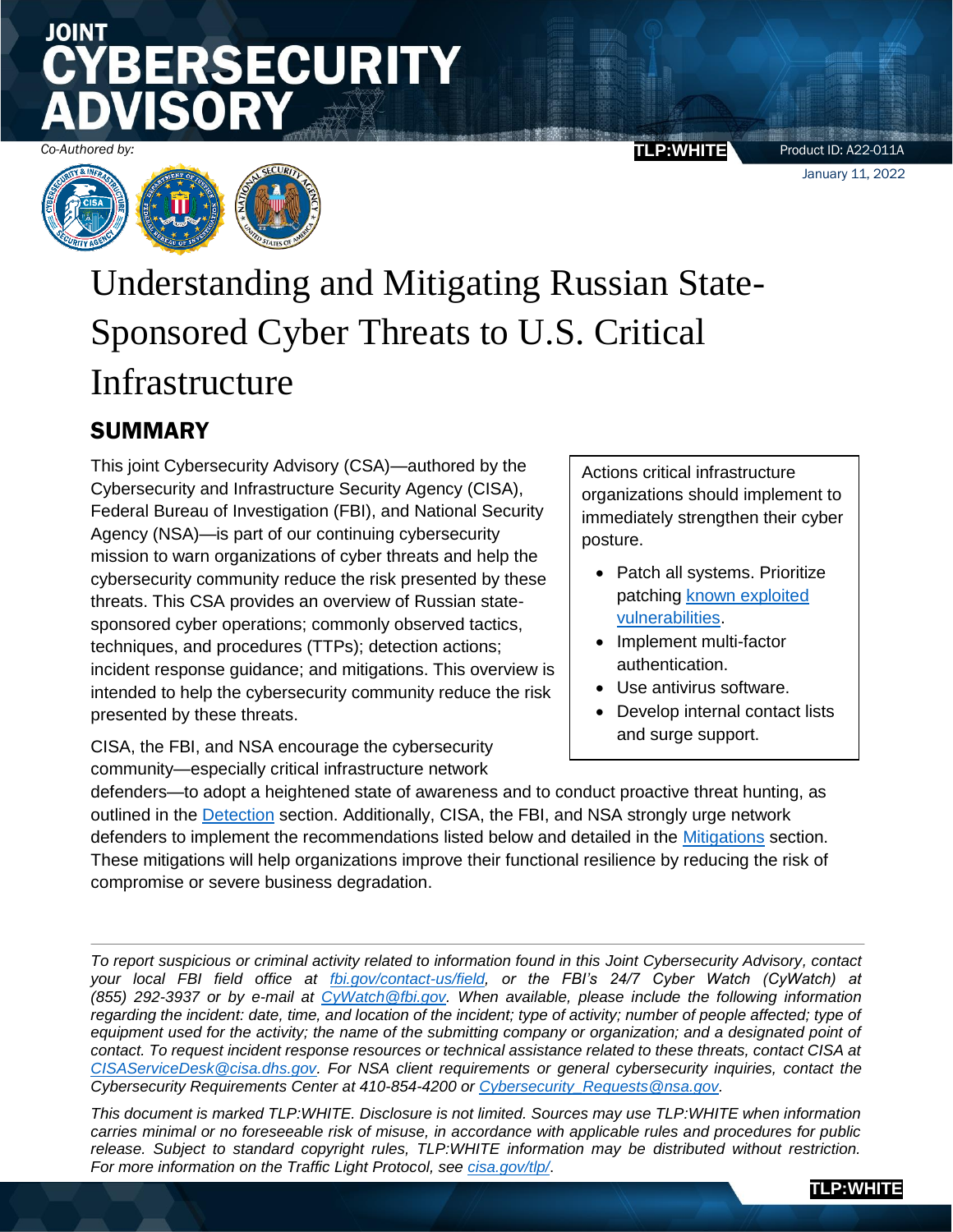# JOINT CYBERSECURITY ADVISORY

*Co-Authored by:*

TLP:WHITE

Product ID: A22-011A

January 11, 2022

# Understanding and Mitigating Russian State-Sponsored Cyber Threats to U.S. Critical Infrastructure

## SUMMARY

This joint Cybersecurity Advisory (CSA)—authored by the Cybersecurity and Infrastructure Security Agency (CISA), Federal Bureau of Investigation (FBI), and National Security Agency (NSA)—is part of our continuing cybersecurity mission to warn organizations of cyber threats and help the cybersecurity community reduce the risk presented by these threats. This CSA provides an overview of Russian state-sponsored cyber operations; commonly observed tactics, techniques, and procedures (TTPs); detection actions; incident response guidance; and mitigations. This overview is intended to help the cybersecurity community reduce the risk presented by these threats.

> Actions critical infrastructure organizations should implement to immediately strengthen their cyber posture.
>
> - Patch all systems. Prioritize patching known exploited vulnerabilities.
> - Implement multi-factor authentication.
> - Use antivirus software.
> - Develop internal contact lists and surge support.

CISA, the FBI, and NSA encourage the cybersecurity community—especially critical infrastructure network defenders—to adopt a heightened state of awareness and to conduct proactive threat hunting, as outlined in the Detection section. Additionally, CISA, the FBI, and NSA strongly urge network defenders to implement the recommendations listed below and detailed in the Mitigations section. These mitigations will help organizations improve their functional resilience by reducing the risk of compromise or severe business degradation.

---

*To report suspicious or criminal activity related to information found in this Joint Cybersecurity Advisory, contact your local FBI field office at fbi.gov/contact-us/field, or the FBI's 24/7 Cyber Watch (CyWatch) at (855) 292-3937 or by e-mail at CyWatch@fbi.gov. When available, please include the following information regarding the incident: date, time, and location of the incident; type of activity; number of people affected; type of equipment used for the activity; the name of the submitting company or organization; and a designated point of contact. To request incident response resources or technical assistance related to these threats, contact CISA at CISAServiceDesk@cisa.dhs.gov. For NSA client requirements or general cybersecurity inquiries, contact the Cybersecurity Requirements Center at 410-854-4200 or Cybersecurity_Requests@nsa.gov.*

*This document is marked TLP:WHITE. Disclosure is not limited. Sources may use TLP:WHITE when information carries minimal or no foreseeable risk of misuse, in accordance with applicable rules and procedures for public release. Subject to standard copyright rules, TLP:WHITE information may be distributed without restriction. For more information on the Traffic Light Protocol, see cisa.gov/tlp/.*

TLP:WHITE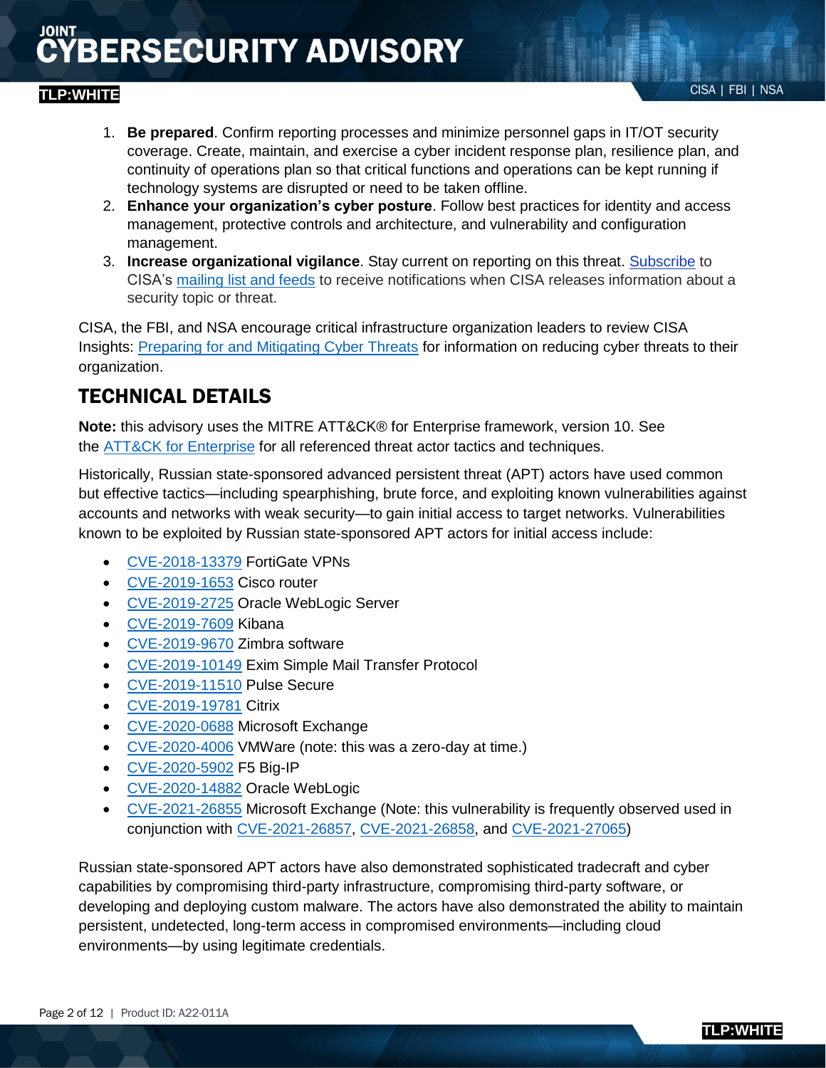1. **Be prepared**. Confirm reporting processes and minimize personnel gaps in IT/OT security coverage. Create, maintain, and exercise a cyber incident response plan, resilience plan, and continuity of operations plan so that critical functions and operations can be kept running if technology systems are disrupted or need to be taken offline.
2. **Enhance your organization's cyber posture**. Follow best practices for identity and access management, protective controls and architecture, and vulnerability and configuration management.
3. **Increase organizational vigilance**. Stay current on reporting on this threat. Subscribe to CISA's mailing list and feeds to receive notifications when CISA releases information about a security topic or threat.

CISA, the FBI, and NSA encourage critical infrastructure organization leaders to review CISA Insights: Preparing for and Mitigating Cyber Threats for information on reducing cyber threats to their organization.

## TECHNICAL DETAILS

**Note:** this advisory uses the MITRE ATT&CK® for Enterprise framework, version 10. See the ATT&CK for Enterprise for all referenced threat actor tactics and techniques.

Historically, Russian state-sponsored advanced persistent threat (APT) actors have used common but effective tactics—including spearphishing, brute force, and exploiting known vulnerabilities against accounts and networks with weak security—to gain initial access to target networks. Vulnerabilities known to be exploited by Russian state-sponsored APT actors for initial access include:

- CVE-2018-13379 FortiGate VPNs
- CVE-2019-1653 Cisco router
- CVE-2019-2725 Oracle WebLogic Server
- CVE-2019-7609 Kibana
- CVE-2019-9670 Zimbra software
- CVE-2019-10149 Exim Simple Mail Transfer Protocol
- CVE-2019-11510 Pulse Secure
- CVE-2019-19781 Citrix
- CVE-2020-0688 Microsoft Exchange
- CVE-2020-4006 VMWare (note: this was a zero-day at time.)
- CVE-2020-5902 F5 Big-IP
- CVE-2020-14882 Oracle WebLogic
- CVE-2021-26855 Microsoft Exchange (Note: this vulnerability is frequently observed used in conjunction with CVE-2021-26857, CVE-2021-26858, and CVE-2021-27065)

Russian state-sponsored APT actors have also demonstrated sophisticated tradecraft and cyber capabilities by compromising third-party infrastructure, compromising third-party software, or developing and deploying custom malware. The actors have also demonstrated the ability to maintain persistent, undetected, long-term access in compromised environments—including cloud environments—by using legitimate credentials.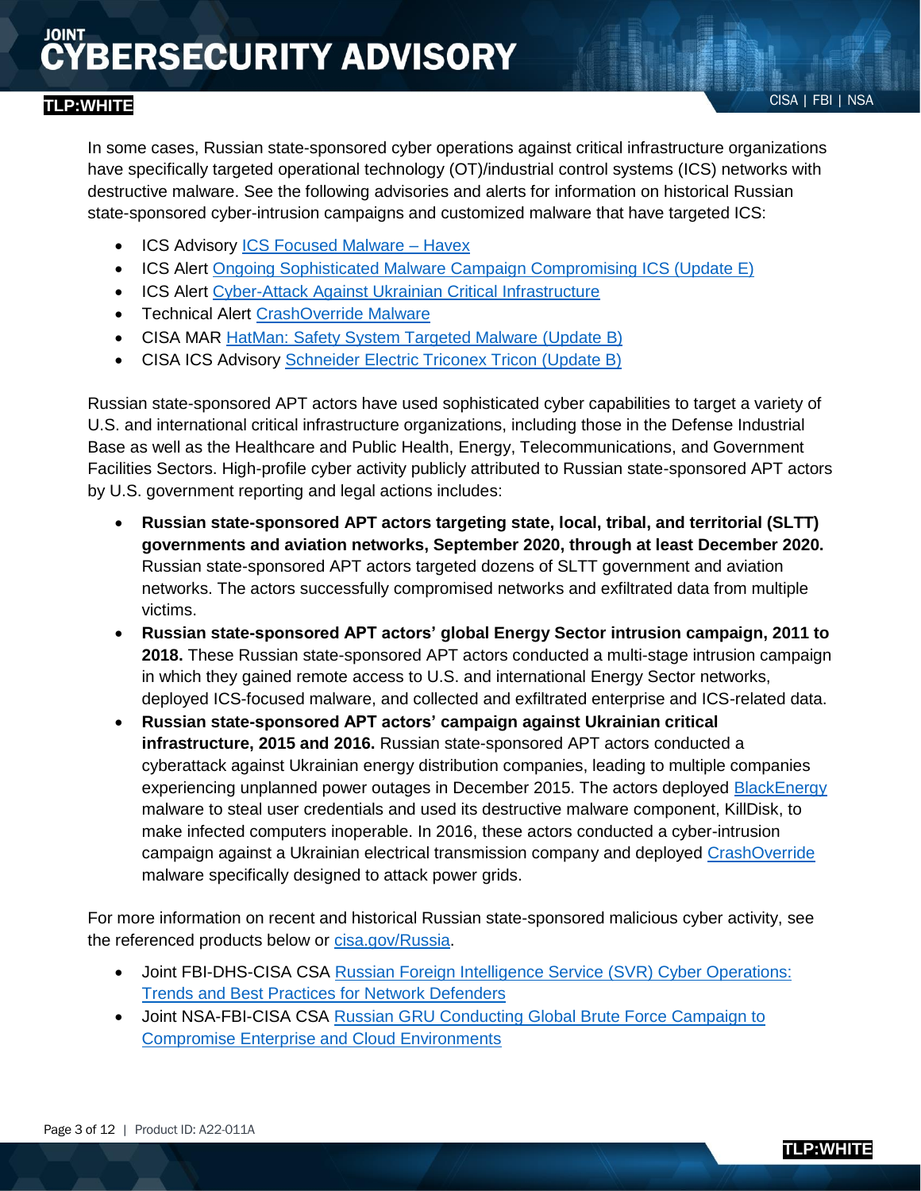In some cases, Russian state-sponsored cyber operations against critical infrastructure organizations have specifically targeted operational technology (OT)/industrial control systems (ICS) networks with destructive malware. See the following advisories and alerts for information on historical Russian state-sponsored cyber-intrusion campaigns and customized malware that have targeted ICS:

- ICS Advisory ICS Focused Malware – Havex
- ICS Alert Ongoing Sophisticated Malware Campaign Compromising ICS (Update E)
- ICS Alert Cyber-Attack Against Ukrainian Critical Infrastructure
- Technical Alert CrashOverride Malware
- CISA MAR HatMan: Safety System Targeted Malware (Update B)
- CISA ICS Advisory Schneider Electric Triconex Tricon (Update B)

Russian state-sponsored APT actors have used sophisticated cyber capabilities to target a variety of U.S. and international critical infrastructure organizations, including those in the Defense Industrial Base as well as the Healthcare and Public Health, Energy, Telecommunications, and Government Facilities Sectors. High-profile cyber activity publicly attributed to Russian state-sponsored APT actors by U.S. government reporting and legal actions includes:

- **Russian state-sponsored APT actors targeting state, local, tribal, and territorial (SLTT) governments and aviation networks, September 2020, through at least December 2020.** Russian state-sponsored APT actors targeted dozens of SLTT government and aviation networks. The actors successfully compromised networks and exfiltrated data from multiple victims.
- **Russian state-sponsored APT actors' global Energy Sector intrusion campaign, 2011 to 2018.** These Russian state-sponsored APT actors conducted a multi-stage intrusion campaign in which they gained remote access to U.S. and international Energy Sector networks, deployed ICS-focused malware, and collected and exfiltrated enterprise and ICS-related data.
- **Russian state-sponsored APT actors' campaign against Ukrainian critical infrastructure, 2015 and 2016.** Russian state-sponsored APT actors conducted a cyberattack against Ukrainian energy distribution companies, leading to multiple companies experiencing unplanned power outages in December 2015. The actors deployed BlackEnergy malware to steal user credentials and used its destructive malware component, KillDisk, to make infected computers inoperable. In 2016, these actors conducted a cyber-intrusion campaign against a Ukrainian electrical transmission company and deployed CrashOverride malware specifically designed to attack power grids.

For more information on recent and historical Russian state-sponsored malicious cyber activity, see the referenced products below or cisa.gov/Russia.

- Joint FBI-DHS-CISA CSA Russian Foreign Intelligence Service (SVR) Cyber Operations: Trends and Best Practices for Network Defenders
- Joint NSA-FBI-CISA CSA Russian GRU Conducting Global Brute Force Campaign to Compromise Enterprise and Cloud Environments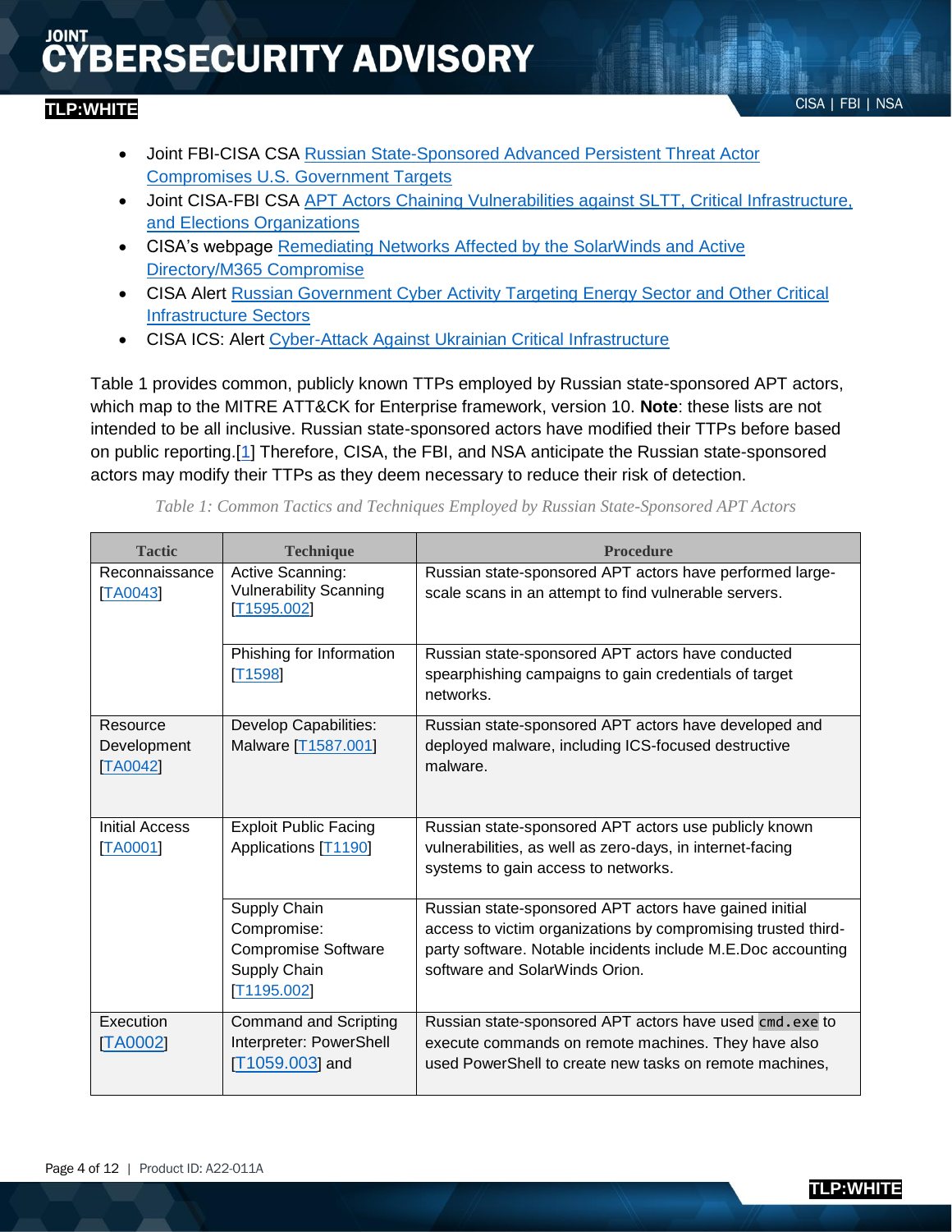- Joint FBI-CISA CSA Russian State-Sponsored Advanced Persistent Threat Actor Compromises U.S. Government Targets
- Joint CISA-FBI CSA APT Actors Chaining Vulnerabilities against SLTT, Critical Infrastructure, and Elections Organizations
- CISA's webpage Remediating Networks Affected by the SolarWinds and Active Directory/M365 Compromise
- CISA Alert Russian Government Cyber Activity Targeting Energy Sector and Other Critical Infrastructure Sectors
- CISA ICS: Alert Cyber-Attack Against Ukrainian Critical Infrastructure

Table 1 provides common, publicly known TTPs employed by Russian state-sponsored APT actors, which map to the MITRE ATT&CK for Enterprise framework, version 10. **Note**: these lists are not intended to be all inclusive. Russian state-sponsored actors have modified their TTPs before based on public reporting.[1] Therefore, CISA, the FBI, and NSA anticipate the Russian state-sponsored actors may modify their TTPs as they deem necessary to reduce their risk of detection.

*Table 1: Common Tactics and Techniques Employed by Russian State-Sponsored APT Actors*

| Tactic | Technique | Procedure |
|---|---|---|
| Reconnaissance [TA0043] | Active Scanning: Vulnerability Scanning [T1595.002] | Russian state-sponsored APT actors have performed large-scale scans in an attempt to find vulnerable servers. |
| | Phishing for Information [T1598] | Russian state-sponsored APT actors have conducted spearphishing campaigns to gain credentials of target networks. |
| Resource Development [TA0042] | Develop Capabilities: Malware [T1587.001] | Russian state-sponsored APT actors have developed and deployed malware, including ICS-focused destructive malware. |
| Initial Access [TA0001] | Exploit Public Facing Applications [T1190] | Russian state-sponsored APT actors use publicly known vulnerabilities, as well as zero-days, in internet-facing systems to gain access to networks. |
| | Supply Chain Compromise: Compromise Software Supply Chain [T1195.002] | Russian state-sponsored APT actors have gained initial access to victim organizations by compromising trusted third-party software. Notable incidents include M.E.Doc accounting software and SolarWinds Orion. |
| Execution [TA0002] | Command and Scripting Interpreter: PowerShell [T1059.003] and | Russian state-sponsored APT actors have used `cmd.exe` to execute commands on remote machines. They have also used PowerShell to create new tasks on remote machines, |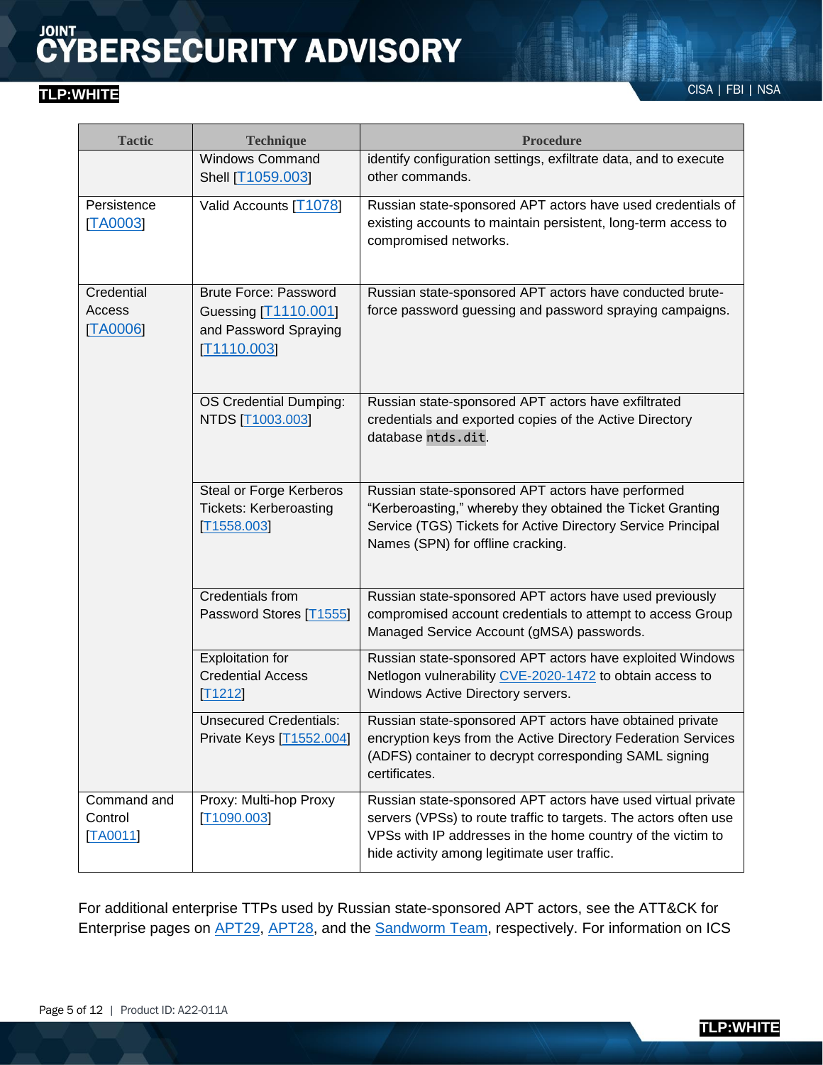| Tactic | Technique | Procedure |
|---|---|---|
| | Windows Command Shell [T1059.003] | identify configuration settings, exfiltrate data, and to execute other commands. |
| Persistence [TA0003] | Valid Accounts [T1078] | Russian state-sponsored APT actors have used credentials of existing accounts to maintain persistent, long-term access to compromised networks. |
| Credential Access [TA0006] | Brute Force: Password Guessing [T1110.001] and Password Spraying [T1110.003] | Russian state-sponsored APT actors have conducted brute-force password guessing and password spraying campaigns. |
| | OS Credential Dumping: NTDS [T1003.003] | Russian state-sponsored APT actors have exfiltrated credentials and exported copies of the Active Directory database `ntds.dit`. |
| | Steal or Forge Kerberos Tickets: Kerberoasting [T1558.003] | Russian state-sponsored APT actors have performed "Kerberoasting," whereby they obtained the Ticket Granting Service (TGS) Tickets for Active Directory Service Principal Names (SPN) for offline cracking. |
| | Credentials from Password Stores [T1555] | Russian state-sponsored APT actors have used previously compromised account credentials to attempt to access Group Managed Service Account (gMSA) passwords. |
| | Exploitation for Credential Access [T1212] | Russian state-sponsored APT actors have exploited Windows Netlogon vulnerability CVE-2020-1472 to obtain access to Windows Active Directory servers. |
| | Unsecured Credentials: Private Keys [T1552.004] | Russian state-sponsored APT actors have obtained private encryption keys from the Active Directory Federation Services (ADFS) container to decrypt corresponding SAML signing certificates. |
| Command and Control [TA0011] | Proxy: Multi-hop Proxy [T1090.003] | Russian state-sponsored APT actors have used virtual private servers (VPSs) to route traffic to targets. The actors often use VPSs with IP addresses in the home country of the victim to hide activity among legitimate user traffic. |

For additional enterprise TTPs used by Russian state-sponsored APT actors, see the ATT&CK for Enterprise pages on APT29, APT28, and the Sandworm Team, respectively. For information on ICS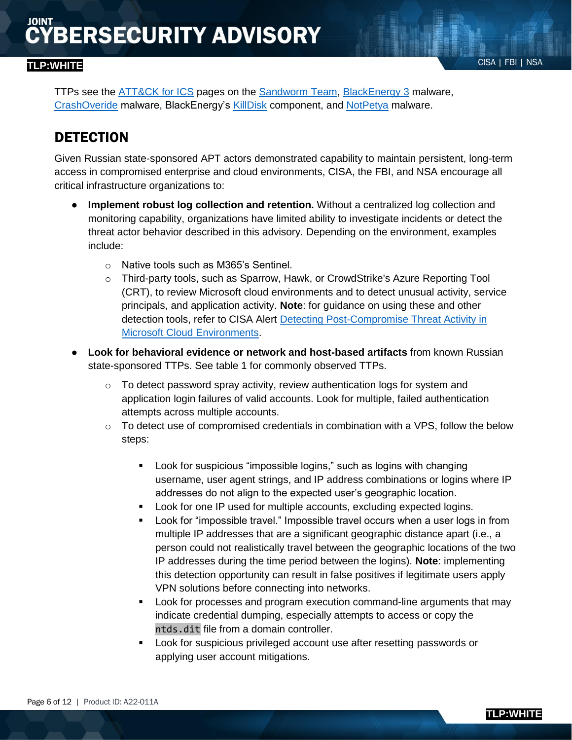TTPs see the ATT&CK for ICS pages on the Sandworm Team, BlackEnergy 3 malware, CrashOveride malware, BlackEnergy's KillDisk component, and NotPetya malware.

## DETECTION

Given Russian state-sponsored APT actors demonstrated capability to maintain persistent, long-term access in compromised enterprise and cloud environments, CISA, the FBI, and NSA encourage all critical infrastructure organizations to:

- **Implement robust log collection and retention.** Without a centralized log collection and monitoring capability, organizations have limited ability to investigate incidents or detect the threat actor behavior described in this advisory. Depending on the environment, examples include:
  - Native tools such as M365's Sentinel.
  - Third-party tools, such as Sparrow, Hawk, or CrowdStrike's Azure Reporting Tool (CRT), to review Microsoft cloud environments and to detect unusual activity, service principals, and application activity. **Note**: for guidance on using these and other detection tools, refer to CISA Alert Detecting Post-Compromise Threat Activity in Microsoft Cloud Environments.
- **Look for behavioral evidence or network and host-based artifacts** from known Russian state-sponsored TTPs. See table 1 for commonly observed TTPs.
  - To detect password spray activity, review authentication logs for system and application login failures of valid accounts. Look for multiple, failed authentication attempts across multiple accounts.
  - To detect use of compromised credentials in combination with a VPS, follow the below steps:
    - Look for suspicious "impossible logins," such as logins with changing username, user agent strings, and IP address combinations or logins where IP addresses do not align to the expected user's geographic location.
    - Look for one IP used for multiple accounts, excluding expected logins.
    - Look for "impossible travel." Impossible travel occurs when a user logs in from multiple IP addresses that are a significant geographic distance apart (i.e., a person could not realistically travel between the geographic locations of the two IP addresses during the time period between the logins). **Note**: implementing this detection opportunity can result in false positives if legitimate users apply VPN solutions before connecting into networks.
    - Look for processes and program execution command-line arguments that may indicate credential dumping, especially attempts to access or copy the `ntds.dit` file from a domain controller.
    - Look for suspicious privileged account use after resetting passwords or applying user account mitigations.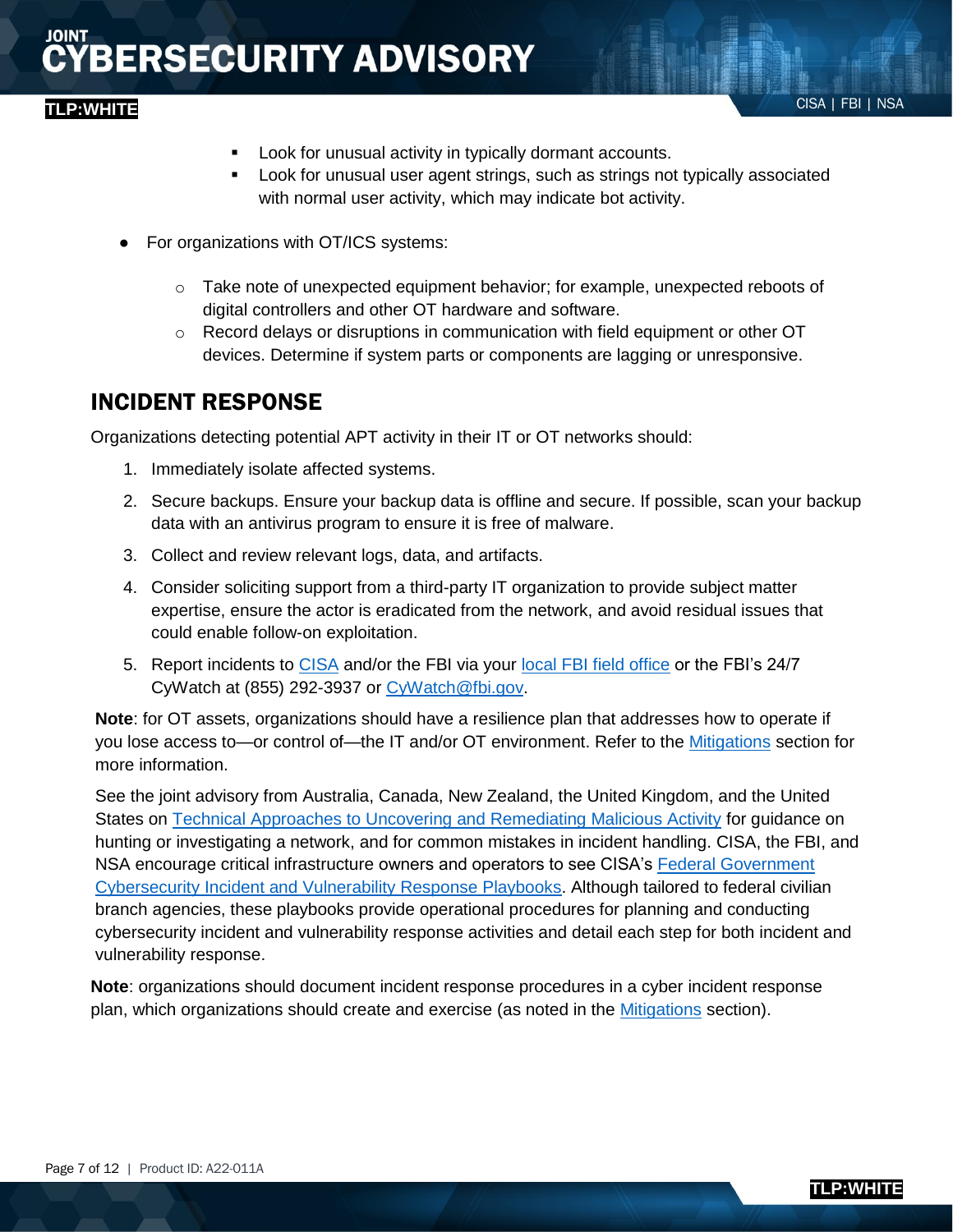- Look for unusual activity in typically dormant accounts.
        - Look for unusual user agent strings, such as strings not typically associated with normal user activity, which may indicate bot activity.

- For organizations with OT/ICS systems:
    - Take note of unexpected equipment behavior; for example, unexpected reboots of digital controllers and other OT hardware and software.
    - Record delays or disruptions in communication with field equipment or other OT devices. Determine if system parts or components are lagging or unresponsive.

## INCIDENT RESPONSE

Organizations detecting potential APT activity in their IT or OT networks should:

1. Immediately isolate affected systems.
2. Secure backups. Ensure your backup data is offline and secure. If possible, scan your backup data with an antivirus program to ensure it is free of malware.
3. Collect and review relevant logs, data, and artifacts.
4. Consider soliciting support from a third-party IT organization to provide subject matter expertise, ensure the actor is eradicated from the network, and avoid residual issues that could enable follow-on exploitation.
5. Report incidents to CISA and/or the FBI via your local FBI field office or the FBI's 24/7 CyWatch at (855) 292-3937 or CyWatch@fbi.gov.

**Note**: for OT assets, organizations should have a resilience plan that addresses how to operate if you lose access to—or control of—the IT and/or OT environment. Refer to the Mitigations section for more information.

See the joint advisory from Australia, Canada, New Zealand, the United Kingdom, and the United States on Technical Approaches to Uncovering and Remediating Malicious Activity for guidance on hunting or investigating a network, and for common mistakes in incident handling. CISA, the FBI, and NSA encourage critical infrastructure owners and operators to see CISA's Federal Government Cybersecurity Incident and Vulnerability Response Playbooks. Although tailored to federal civilian branch agencies, these playbooks provide operational procedures for planning and conducting cybersecurity incident and vulnerability response activities and detail each step for both incident and vulnerability response.

**Note**: organizations should document incident response procedures in a cyber incident response plan, which organizations should create and exercise (as noted in the Mitigations section).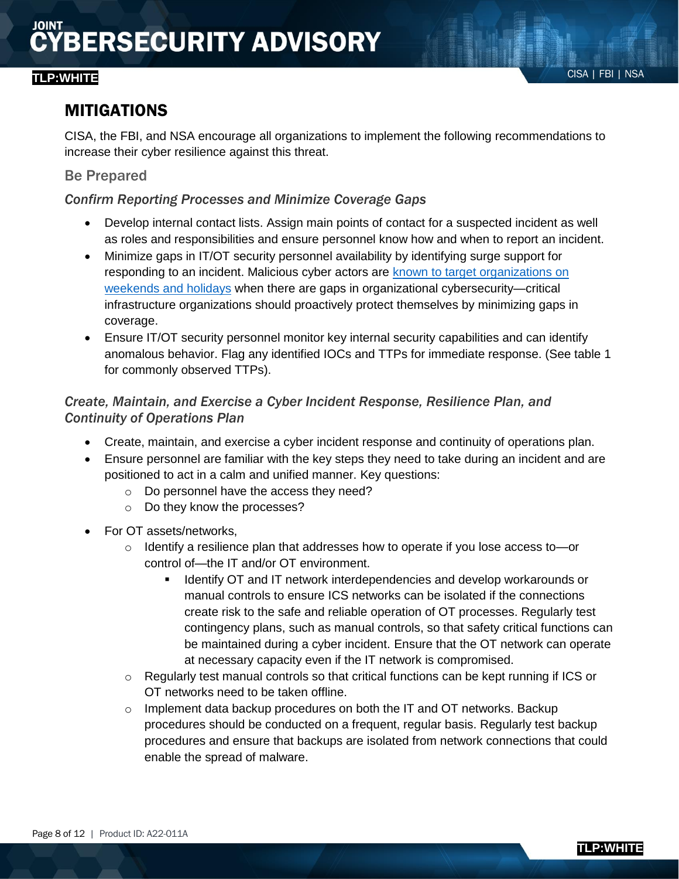## MITIGATIONS

CISA, the FBI, and NSA encourage all organizations to implement the following recommendations to increase their cyber resilience against this threat.

### Be Prepared

#### *Confirm Reporting Processes and Minimize Coverage Gaps*

- Develop internal contact lists. Assign main points of contact for a suspected incident as well as roles and responsibilities and ensure personnel know how and when to report an incident.
- Minimize gaps in IT/OT security personnel availability by identifying surge support for responding to an incident. Malicious cyber actors are [known to target organizations on weekends and holidays]() when there are gaps in organizational cybersecurity—critical infrastructure organizations should proactively protect themselves by minimizing gaps in coverage.
- Ensure IT/OT security personnel monitor key internal security capabilities and can identify anomalous behavior. Flag any identified IOCs and TTPs for immediate response. (See table 1 for commonly observed TTPs).

#### *Create, Maintain, and Exercise a Cyber Incident Response, Resilience Plan, and Continuity of Operations Plan*

- Create, maintain, and exercise a cyber incident response and continuity of operations plan.
- Ensure personnel are familiar with the key steps they need to take during an incident and are positioned to act in a calm and unified manner. Key questions:
  - Do personnel have the access they need?
  - Do they know the processes?
- For OT assets/networks,
  - Identify a resilience plan that addresses how to operate if you lose access to—or control of—the IT and/or OT environment.
    - Identify OT and IT network interdependencies and develop workarounds or manual controls to ensure ICS networks can be isolated if the connections create risk to the safe and reliable operation of OT processes. Regularly test contingency plans, such as manual controls, so that safety critical functions can be maintained during a cyber incident. Ensure that the OT network can operate at necessary capacity even if the IT network is compromised.
  - Regularly test manual controls so that critical functions can be kept running if ICS or OT networks need to be taken offline.
  - Implement data backup procedures on both the IT and OT networks. Backup procedures should be conducted on a frequent, regular basis. Regularly test backup procedures and ensure that backups are isolated from network connections that could enable the spread of malware.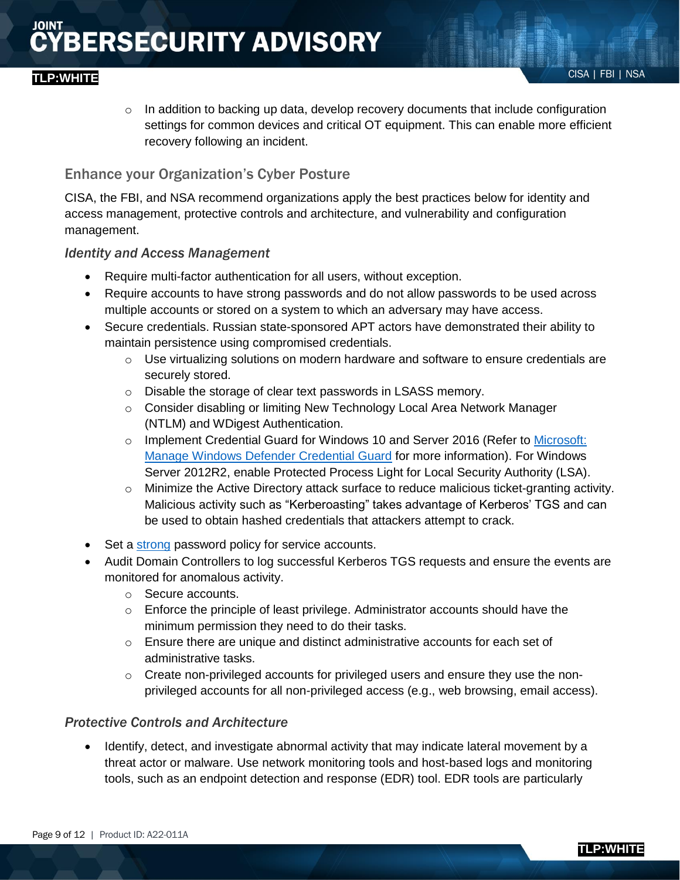- In addition to backing up data, develop recovery documents that include configuration settings for common devices and critical OT equipment. This can enable more efficient recovery following an incident.

## Enhance your Organization's Cyber Posture

CISA, the FBI, and NSA recommend organizations apply the best practices below for identity and access management, protective controls and architecture, and vulnerability and configuration management.

### *Identity and Access Management*

- Require multi-factor authentication for all users, without exception.
- Require accounts to have strong passwords and do not allow passwords to be used across multiple accounts or stored on a system to which an adversary may have access.
- Secure credentials. Russian state-sponsored APT actors have demonstrated their ability to maintain persistence using compromised credentials.
  - Use virtualizing solutions on modern hardware and software to ensure credentials are securely stored.
  - Disable the storage of clear text passwords in LSASS memory.
  - Consider disabling or limiting New Technology Local Area Network Manager (NTLM) and WDigest Authentication.
  - Implement Credential Guard for Windows 10 and Server 2016 (Refer to [Microsoft: Manage Windows Defender Credential Guard]() for more information). For Windows Server 2012R2, enable Protected Process Light for Local Security Authority (LSA).
  - Minimize the Active Directory attack surface to reduce malicious ticket-granting activity. Malicious activity such as "Kerberoasting" takes advantage of Kerberos' TGS and can be used to obtain hashed credentials that attackers attempt to crack.
- Set a [strong]() password policy for service accounts.
- Audit Domain Controllers to log successful Kerberos TGS requests and ensure the events are monitored for anomalous activity.
  - Secure accounts.
  - Enforce the principle of least privilege. Administrator accounts should have the minimum permission they need to do their tasks.
  - Ensure there are unique and distinct administrative accounts for each set of administrative tasks.
  - Create non-privileged accounts for privileged users and ensure they use the non-privileged accounts for all non-privileged access (e.g., web browsing, email access).

### *Protective Controls and Architecture*

- Identify, detect, and investigate abnormal activity that may indicate lateral movement by a threat actor or malware. Use network monitoring tools and host-based logs and monitoring tools, such as an endpoint detection and response (EDR) tool. EDR tools are particularly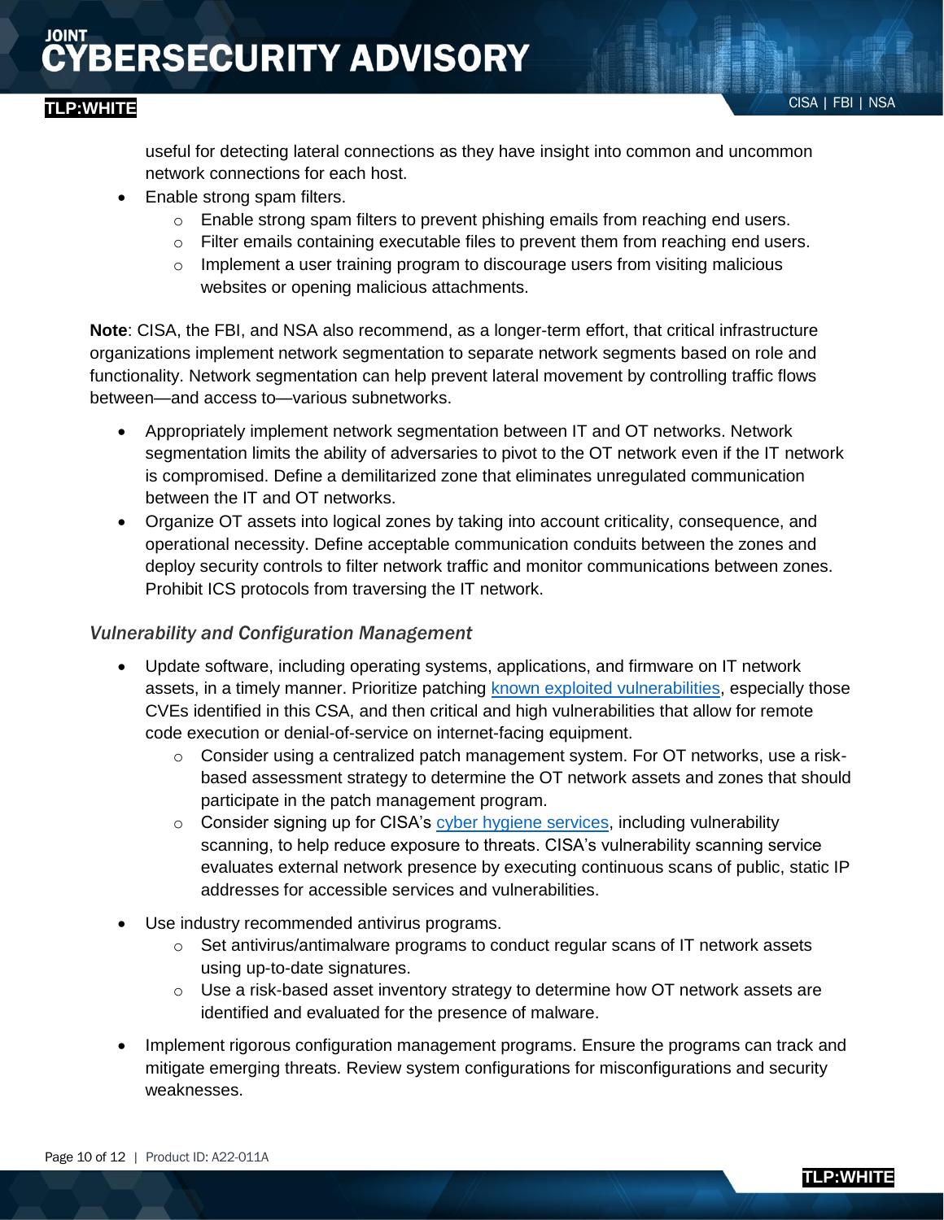useful for detecting lateral connections as they have insight into common and uncommon network connections for each host.

- Enable strong spam filters.
  - Enable strong spam filters to prevent phishing emails from reaching end users.
  - Filter emails containing executable files to prevent them from reaching end users.
  - Implement a user training program to discourage users from visiting malicious websites or opening malicious attachments.

**Note**: CISA, the FBI, and NSA also recommend, as a longer-term effort, that critical infrastructure organizations implement network segmentation to separate network segments based on role and functionality. Network segmentation can help prevent lateral movement by controlling traffic flows between—and access to—various subnetworks.

- Appropriately implement network segmentation between IT and OT networks. Network segmentation limits the ability of adversaries to pivot to the OT network even if the IT network is compromised. Define a demilitarized zone that eliminates unregulated communication between the IT and OT networks.
- Organize OT assets into logical zones by taking into account criticality, consequence, and operational necessity. Define acceptable communication conduits between the zones and deploy security controls to filter network traffic and monitor communications between zones. Prohibit ICS protocols from traversing the IT network.

### *Vulnerability and Configuration Management*

- Update software, including operating systems, applications, and firmware on IT network assets, in a timely manner. Prioritize patching known exploited vulnerabilities, especially those CVEs identified in this CSA, and then critical and high vulnerabilities that allow for remote code execution or denial-of-service on internet-facing equipment.
  - Consider using a centralized patch management system. For OT networks, use a risk-based assessment strategy to determine the OT network assets and zones that should participate in the patch management program.
  - Consider signing up for CISA's cyber hygiene services, including vulnerability scanning, to help reduce exposure to threats. CISA's vulnerability scanning service evaluates external network presence by executing continuous scans of public, static IP addresses for accessible services and vulnerabilities.
- Use industry recommended antivirus programs.
  - Set antivirus/antimalware programs to conduct regular scans of IT network assets using up-to-date signatures.
  - Use a risk-based asset inventory strategy to determine how OT network assets are identified and evaluated for the presence of malware.
- Implement rigorous configuration management programs. Ensure the programs can track and mitigate emerging threats. Review system configurations for misconfigurations and security weaknesses.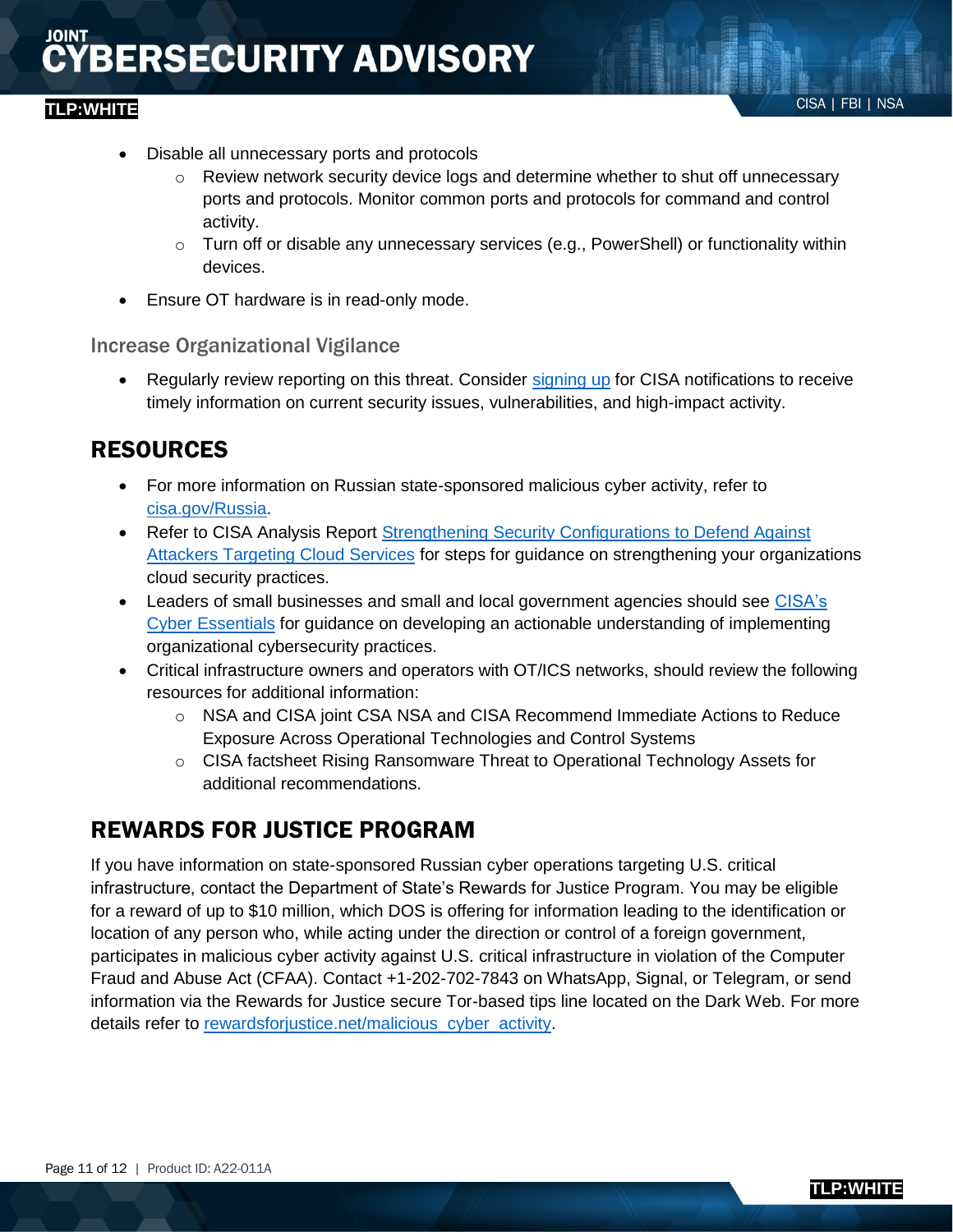- Disable all unnecessary ports and protocols
    - Review network security device logs and determine whether to shut off unnecessary ports and protocols. Monitor common ports and protocols for command and control activity.
    - Turn off or disable any unnecessary services (e.g., PowerShell) or functionality within devices.
- Ensure OT hardware is in read-only mode.

### Increase Organizational Vigilance

- Regularly review reporting on this threat. Consider signing up for CISA notifications to receive timely information on current security issues, vulnerabilities, and high-impact activity.

## RESOURCES

- For more information on Russian state-sponsored malicious cyber activity, refer to cisa.gov/Russia.
- Refer to CISA Analysis Report Strengthening Security Configurations to Defend Against Attackers Targeting Cloud Services for steps for guidance on strengthening your organizations cloud security practices.
- Leaders of small businesses and small and local government agencies should see CISA's Cyber Essentials for guidance on developing an actionable understanding of implementing organizational cybersecurity practices.
- Critical infrastructure owners and operators with OT/ICS networks, should review the following resources for additional information:
    - NSA and CISA joint CSA NSA and CISA Recommend Immediate Actions to Reduce Exposure Across Operational Technologies and Control Systems
    - CISA factsheet Rising Ransomware Threat to Operational Technology Assets for additional recommendations.

## REWARDS FOR JUSTICE PROGRAM

If you have information on state-sponsored Russian cyber operations targeting U.S. critical infrastructure, contact the Department of State's Rewards for Justice Program. You may be eligible for a reward of up to $10 million, which DOS is offering for information leading to the identification or location of any person who, while acting under the direction or control of a foreign government, participates in malicious cyber activity against U.S. critical infrastructure in violation of the Computer Fraud and Abuse Act (CFAA). Contact +1-202-702-7843 on WhatsApp, Signal, or Telegram, or send information via the Rewards for Justice secure Tor-based tips line located on the Dark Web. For more details refer to rewardsforjustice.net/malicious_cyber_activity.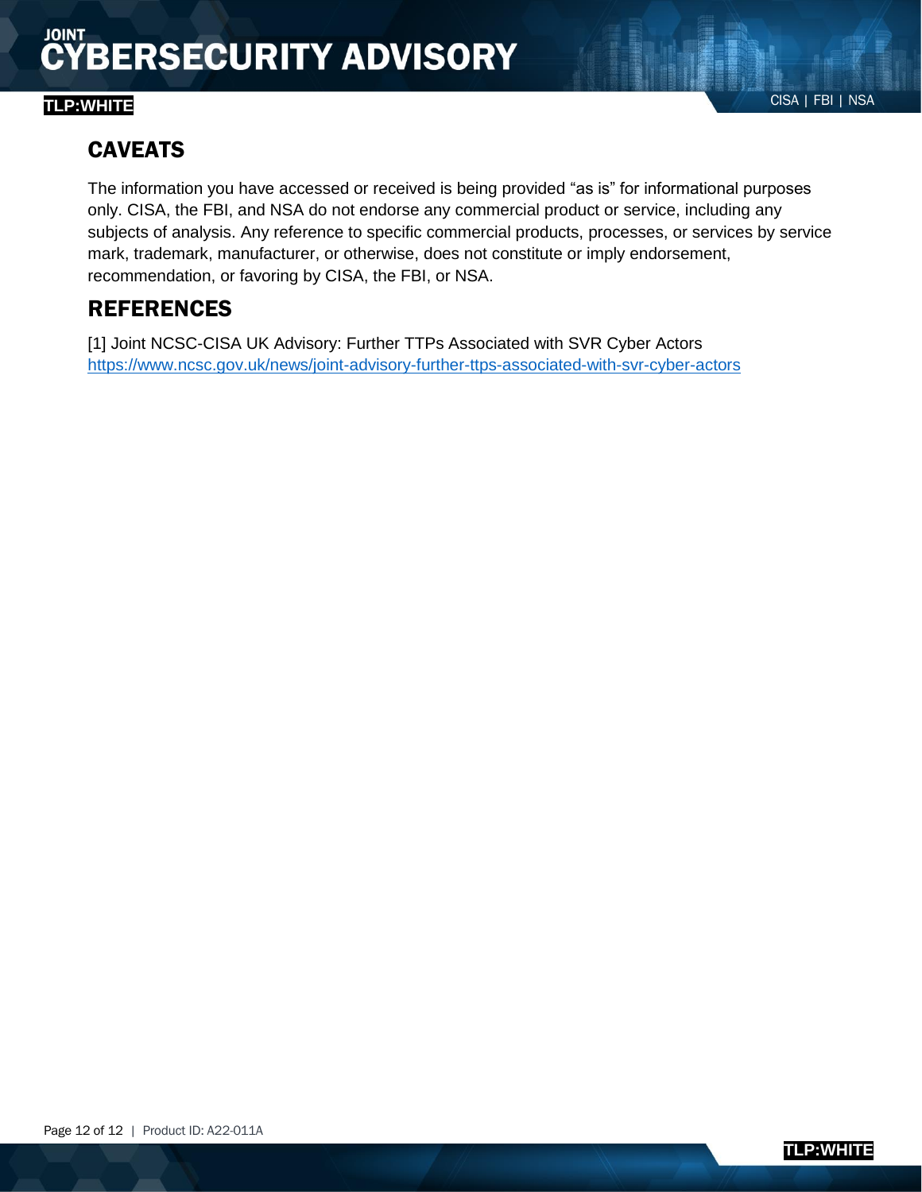## CAVEATS

The information you have accessed or received is being provided "as is" for informational purposes only. CISA, the FBI, and NSA do not endorse any commercial product or service, including any subjects of analysis. Any reference to specific commercial products, processes, or services by service mark, trademark, manufacturer, or otherwise, does not constitute or imply endorsement, recommendation, or favoring by CISA, the FBI, or NSA.

## REFERENCES

[1] Joint NCSC-CISA UK Advisory: Further TTPs Associated with SVR Cyber Actors
https://www.ncsc.gov.uk/news/joint-advisory-further-ttps-associated-with-svr-cyber-actors